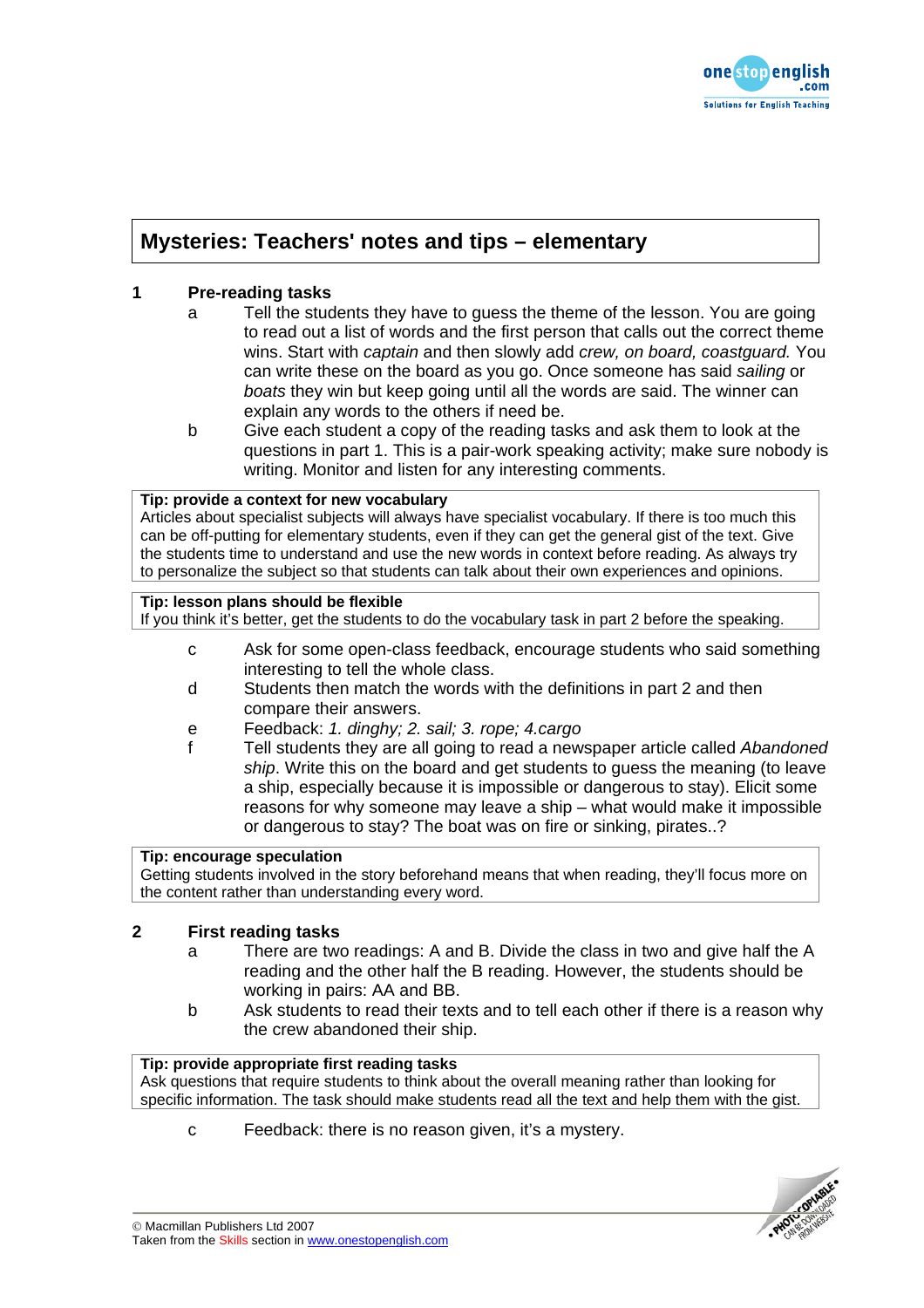# Mysteries: Teachers' notes and tips – elementary

## 1 Pre-reading tasks

a. Tell the students they have to guess the theme of the lesson. You are going to read out a list of words and the first person that calls out the correct theme wins. Start with *captain* and then slowly add *crew, on board, coastguard.* You can write these on the board as you go. Once someone has said *sailing* or *boats* they win but keep going until all the words are said. The winner can explain any words to the others if need be.

b. Give each student a copy of the reading tasks and ask them to look at the questions in part 1. This is a pair-work speaking activity; make sure nobody is writing. Monitor and listen for any interesting comments.

> **Tip: provide a context for new vocabulary**
> Articles about specialist subjects will always have specialist vocabulary. If there is too much this can be off-putting for elementary students, even if they can get the general gist of the text. Give the students time to understand and use the new words in context before reading. As always try to personalize the subject so that students can talk about their own experiences and opinions.

> **Tip: lesson plans should be flexible**
> If you think it's better, get the students to do the vocabulary task in part 2 before the speaking.

c. Ask for some open-class feedback, encourage students who said something interesting to tell the whole class.

d. Students then match the words with the definitions in part 2 and then compare their answers.

e. Feedback: *1. dinghy; 2. sail; 3. rope; 4.cargo*

f. Tell students they are all going to read a newspaper article called *Abandoned ship*. Write this on the board and get students to guess the meaning (to leave a ship, especially because it is impossible or dangerous to stay). Elicit some reasons for why someone may leave a ship – what would make it impossible or dangerous to stay? The boat was on fire or sinking, pirates..?

> **Tip: encourage speculation**
> Getting students involved in the story beforehand means that when reading, they'll focus more on the content rather than understanding every word.

## 2 First reading tasks

a. There are two readings: A and B. Divide the class in two and give half the A reading and the other half the B reading. However, the students should be working in pairs: AA and BB.

b. Ask students to read their texts and to tell each other if there is a reason why the crew abandoned their ship.

> **Tip: provide appropriate first reading tasks**
> Ask questions that require students to think about the overall meaning rather than looking for specific information. The task should make students read all the text and help them with the gist.

c. Feedback: there is no reason given, it's a mystery.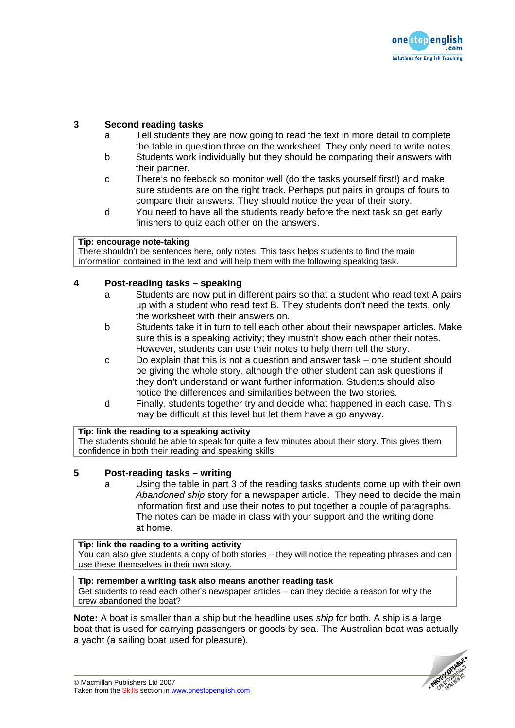## 3 Second reading tasks

a. Tell students they are now going to read the text in more detail to complete the table in question three on the worksheet. They only need to write notes.
b. Students work individually but they should be comparing their answers with their partner.
c. There's no feeback so monitor well (do the tasks yourself first!) and make sure students are on the right track. Perhaps put pairs in groups of fours to compare their answers. They should notice the year of their story.
d. You need to have all the students ready before the next task so get early finishers to quiz each other on the answers.

> **Tip: encourage note-taking**
> There shouldn't be sentences here, only notes. This task helps students to find the main information contained in the text and will help them with the following speaking task.

## 4 Post-reading tasks – speaking

a. Students are now put in different pairs so that a student who read text A pairs up with a student who read text B. They students don't need the texts, only the worksheet with their answers on.
b. Students take it in turn to tell each other about their newspaper articles. Make sure this is a speaking activity; they mustn't show each other their notes. However, students can use their notes to help them tell the story.
c. Do explain that this is not a question and answer task – one student should be giving the whole story, although the other student can ask questions if they don't understand or want further information. Students should also notice the differences and similarities between the two stories.
d. Finally, students together try and decide what happened in each case. This may be difficult at this level but let them have a go anyway.

> **Tip: link the reading to a speaking activity**
> The students should be able to speak for quite a few minutes about their story. This gives them confidence in both their reading and speaking skills.

## 5 Post-reading tasks – writing

a. Using the table in part 3 of the reading tasks students come up with their own *Abandoned ship* story for a newspaper article. They need to decide the main information first and use their notes to put together a couple of paragraphs. The notes can be made in class with your support and the writing done at home.

> **Tip: link the reading to a writing activity**
> You can also give students a copy of both stories – they will notice the repeating phrases and can use these themselves in their own story.

> **Tip: remember a writing task also means another reading task**
> Get students to read each other's newspaper articles – can they decide a reason for why the crew abandoned the boat?

**Note:** A boat is smaller than a ship but the headline uses *ship* for both. A ship is a large boat that is used for carrying passengers or goods by sea. The Australian boat was actually a yacht (a sailing boat used for pleasure).

© Macmillan Publishers Ltd 2007
Taken from the Skills section in www.onestopenglish.com